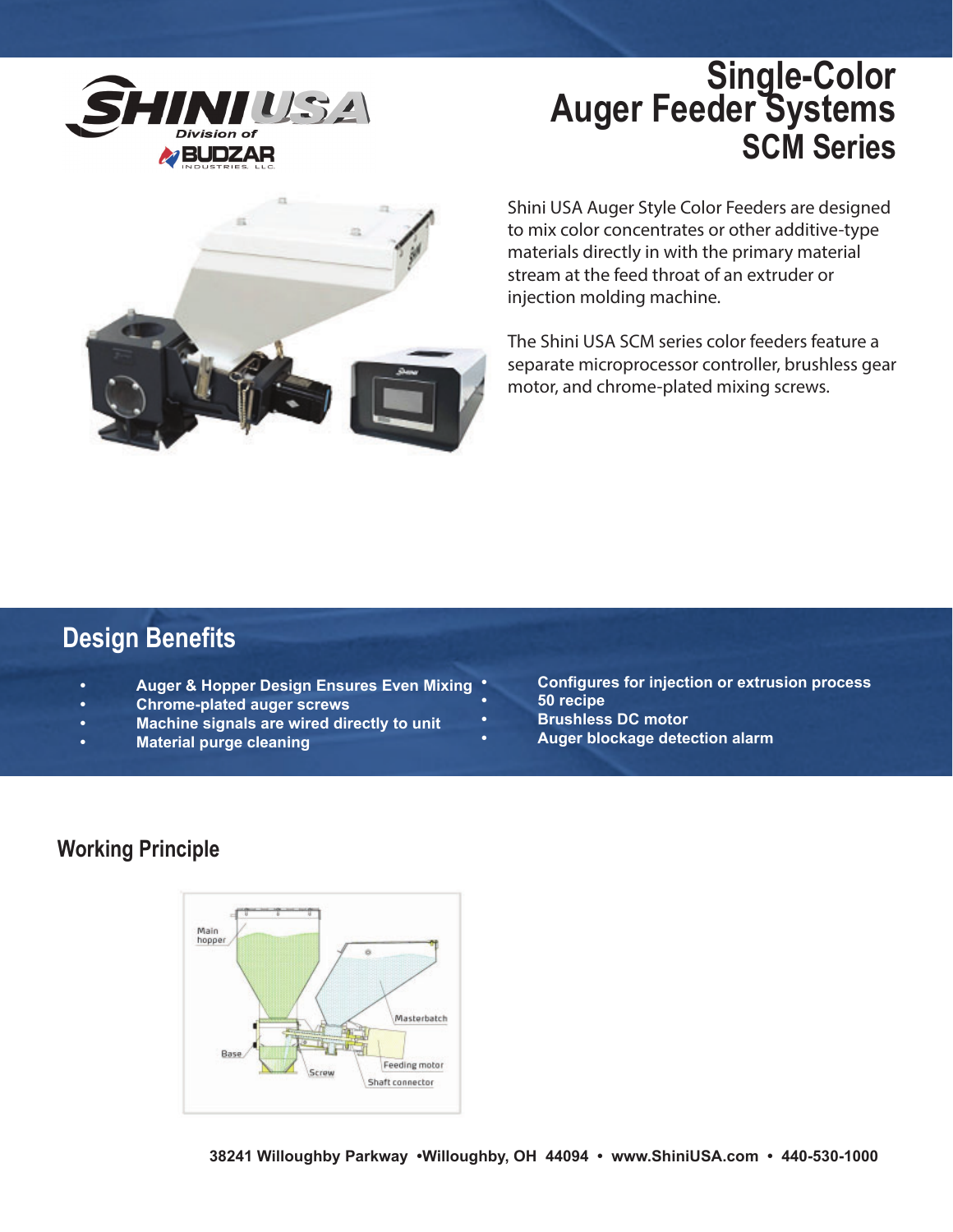# Single-Color Auger Feeder Systems SCM Series

Shini USA Auger Style Color Feeders are designed to mix color concentrates or other additive-type materials directly in with the primary material stream at the feed throat of an extruder or injection molding machine.

The Shini USA SCM series color feeders feature a separate microprocessor controller, brushless gear motor, and chrome-plated mixing screws.

## Design Benefits

- **Auger & Hopper Design Ensures Even Mixing**
- **Chrome-plated auger screws**
- **Machine signals are wired directly to unit**
- **Material purge cleaning**
- **Configures for injection or extrusion process**
- **50 recipe**
- **Brushless DC motor**
- **Auger blockage detection alarm**

## Working Principle

Main hopper
Masterbatch
Base
Screw
Feeding motor
Shaft connector

38241 Willoughby Parkway •Willoughby, OH 44094 • www.ShiniUSA.com • 440-530-1000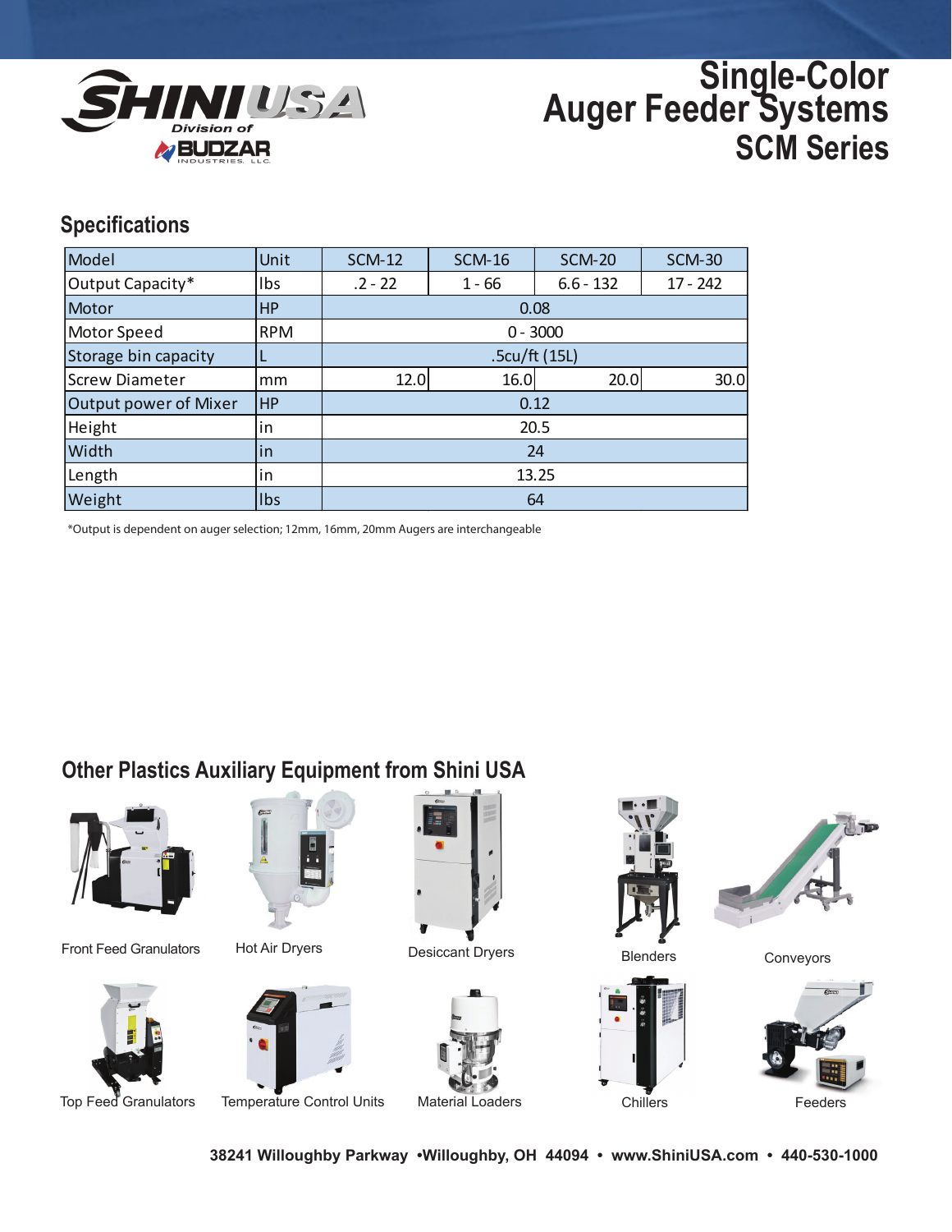# Single-Color Auger Feeder Systems SCM Series

## Specifications

| Model | Unit | SCM-12 | SCM-16 | SCM-20 | SCM-30 |
|---|---|---|---|---|---|
| Output Capacity* | lbs | .2 - 22 | 1 - 66 | 6.6 - 132 | 17 - 242 |
| Motor | HP | 0.08 | | | |
| Motor Speed | RPM | 0 - 3000 | | | |
| Storage bin capacity | L | .5cu/ft (15L) | | | |
| Screw Diameter | mm | 12.0 | 16.0 | 20.0 | 30.0 |
| Output power of Mixer | HP | 0.12 | | | |
| Height | in | 20.5 | | | |
| Width | in | 24 | | | |
| Length | in | 13.25 | | | |
| Weight | lbs | 64 | | | |

*Output is dependent on auger selection; 12mm, 16mm, 20mm Augers are interchangeable

## Other Plastics Auxiliary Equipment from Shini USA

Front Feed Granulators

Hot Air Dryers

Desiccant Dryers

Blenders

Conveyors

Top Feed Granulators

Temperature Control Units

Material Loaders

Chillers

Feeders

**38241 Willoughby Parkway •Willoughby, OH 44094 • www.ShiniUSA.com • 440-530-1000**